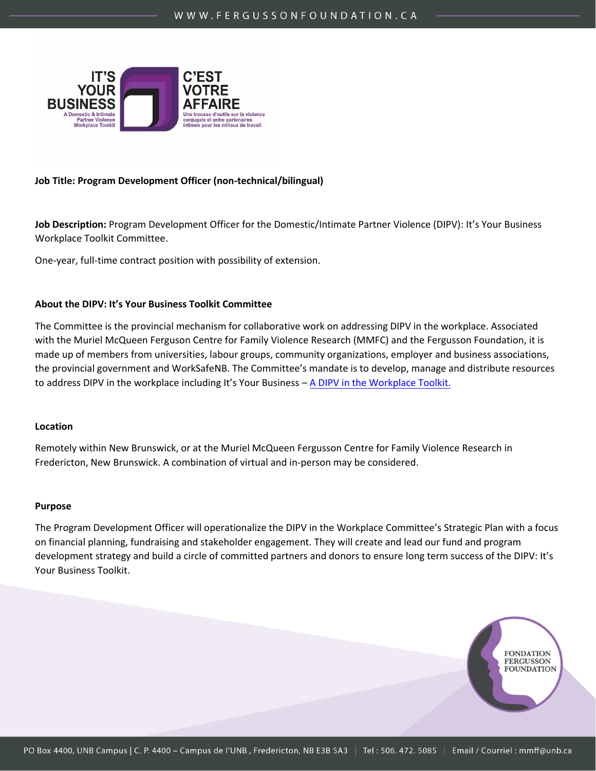**Job Title: Program Development Officer (non-technical/bilingual)**

**Job Description:** Program Development Officer for the Domestic/Intimate Partner Violence (DIPV): It's Your Business Workplace Toolkit Committee.

One-year, full-time contract position with possibility of extension.

**About the DIPV: It's Your Business Toolkit Committee**

The Committee is the provincial mechanism for collaborative work on addressing DIPV in the workplace. Associated with the Muriel McQueen Ferguson Centre for Family Violence Research (MMFC) and the Fergusson Foundation, it is made up of members from universities, labour groups, community organizations, employer and business associations, the provincial government and WorkSafeNB. The Committee's mandate is to develop, manage and distribute resources to address DIPV in the workplace including It's Your Business – A DIPV in the Workplace Toolkit.

**Location**

Remotely within New Brunswick, or at the Muriel McQueen Fergusson Centre for Family Violence Research in Fredericton, New Brunswick. A combination of virtual and in-person may be considered.

**Purpose**

The Program Development Officer will operationalize the DIPV in the Workplace Committee's Strategic Plan with a focus on financial planning, fundraising and stakeholder engagement. They will create and lead our fund and program development strategy and build a circle of committed partners and donors to ensure long term success of the DIPV: It's Your Business Toolkit.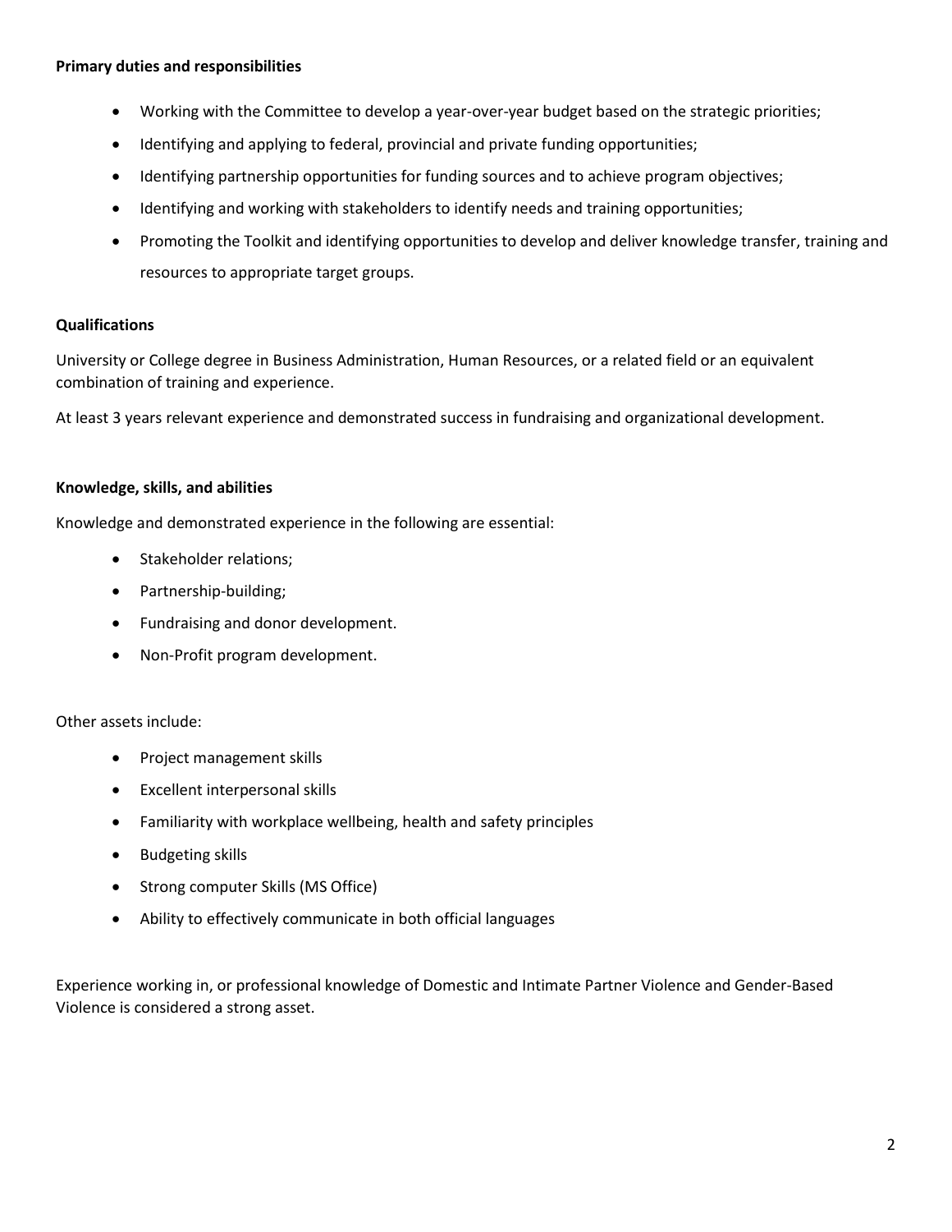**Primary duties and responsibilities**

- Working with the Committee to develop a year-over-year budget based on the strategic priorities;
- Identifying and applying to federal, provincial and private funding opportunities;
- Identifying partnership opportunities for funding sources and to achieve program objectives;
- Identifying and working with stakeholders to identify needs and training opportunities;
- Promoting the Toolkit and identifying opportunities to develop and deliver knowledge transfer, training and resources to appropriate target groups.

**Qualifications**

University or College degree in Business Administration, Human Resources, or a related field or an equivalent combination of training and experience.

At least 3 years relevant experience and demonstrated success in fundraising and organizational development.

**Knowledge, skills, and abilities**

Knowledge and demonstrated experience in the following are essential:

- Stakeholder relations;
- Partnership-building;
- Fundraising and donor development.
- Non-Profit program development.

Other assets include:

- Project management skills
- Excellent interpersonal skills
- Familiarity with workplace wellbeing, health and safety principles
- Budgeting skills
- Strong computer Skills (MS Office)
- Ability to effectively communicate in both official languages

Experience working in, or professional knowledge of Domestic and Intimate Partner Violence and Gender-Based Violence is considered a strong asset.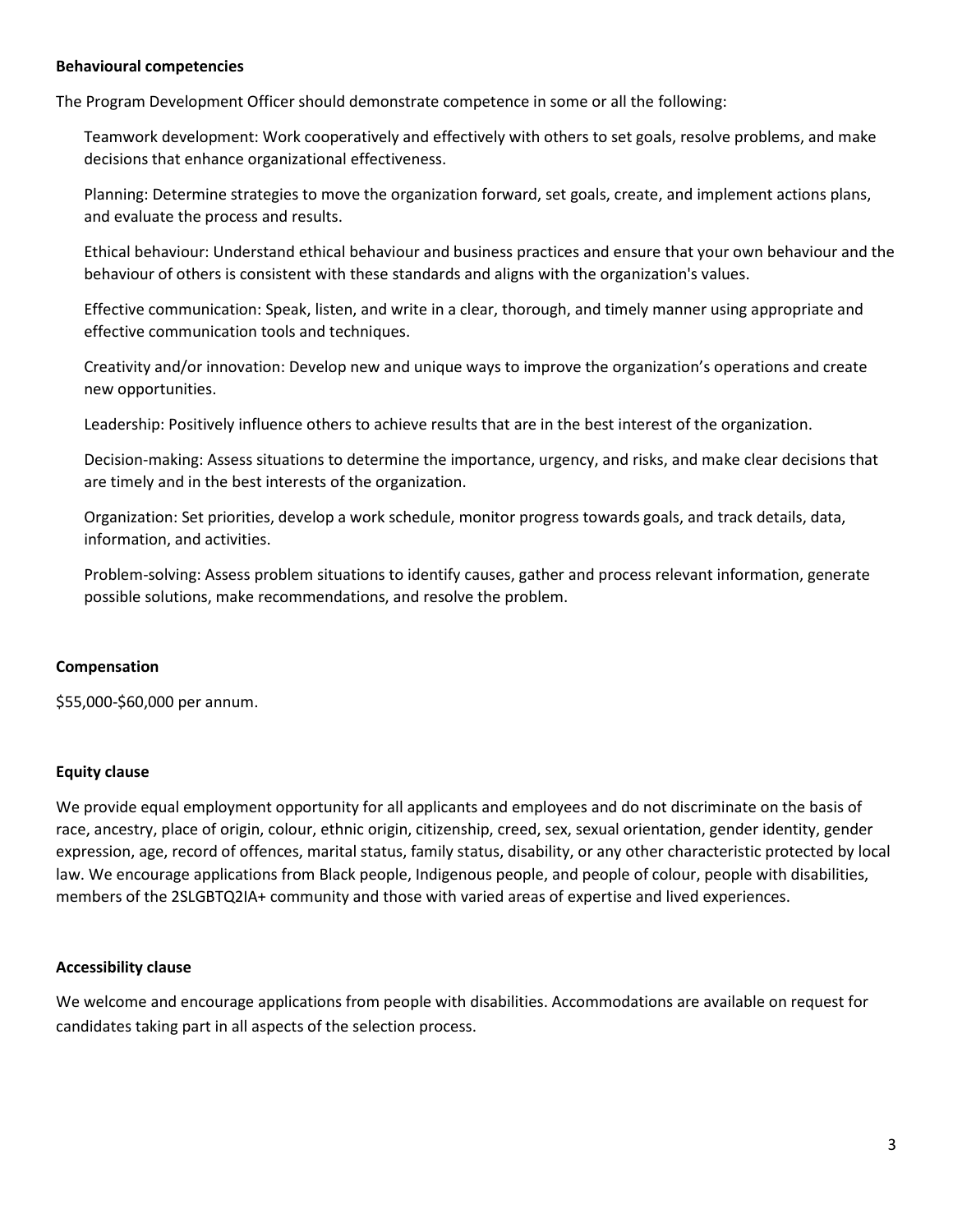**Behavioural competencies**

The Program Development Officer should demonstrate competence in some or all the following:

Teamwork development: Work cooperatively and effectively with others to set goals, resolve problems, and make decisions that enhance organizational effectiveness.

Planning: Determine strategies to move the organization forward, set goals, create, and implement actions plans, and evaluate the process and results.

Ethical behaviour: Understand ethical behaviour and business practices and ensure that your own behaviour and the behaviour of others is consistent with these standards and aligns with the organization's values.

Effective communication: Speak, listen, and write in a clear, thorough, and timely manner using appropriate and effective communication tools and techniques.

Creativity and/or innovation: Develop new and unique ways to improve the organization's operations and create new opportunities.

Leadership: Positively influence others to achieve results that are in the best interest of the organization.

Decision-making: Assess situations to determine the importance, urgency, and risks, and make clear decisions that are timely and in the best interests of the organization.

Organization: Set priorities, develop a work schedule, monitor progress towards goals, and track details, data, information, and activities.

Problem-solving: Assess problem situations to identify causes, gather and process relevant information, generate possible solutions, make recommendations, and resolve the problem.

**Compensation**

$55,000-$60,000 per annum.

**Equity clause**

We provide equal employment opportunity for all applicants and employees and do not discriminate on the basis of race, ancestry, place of origin, colour, ethnic origin, citizenship, creed, sex, sexual orientation, gender identity, gender expression, age, record of offences, marital status, family status, disability, or any other characteristic protected by local law. We encourage applications from Black people, Indigenous people, and people of colour, people with disabilities, members of the 2SLGBTQ2IA+ community and those with varied areas of expertise and lived experiences.

**Accessibility clause**

We welcome and encourage applications from people with disabilities. Accommodations are available on request for candidates taking part in all aspects of the selection process.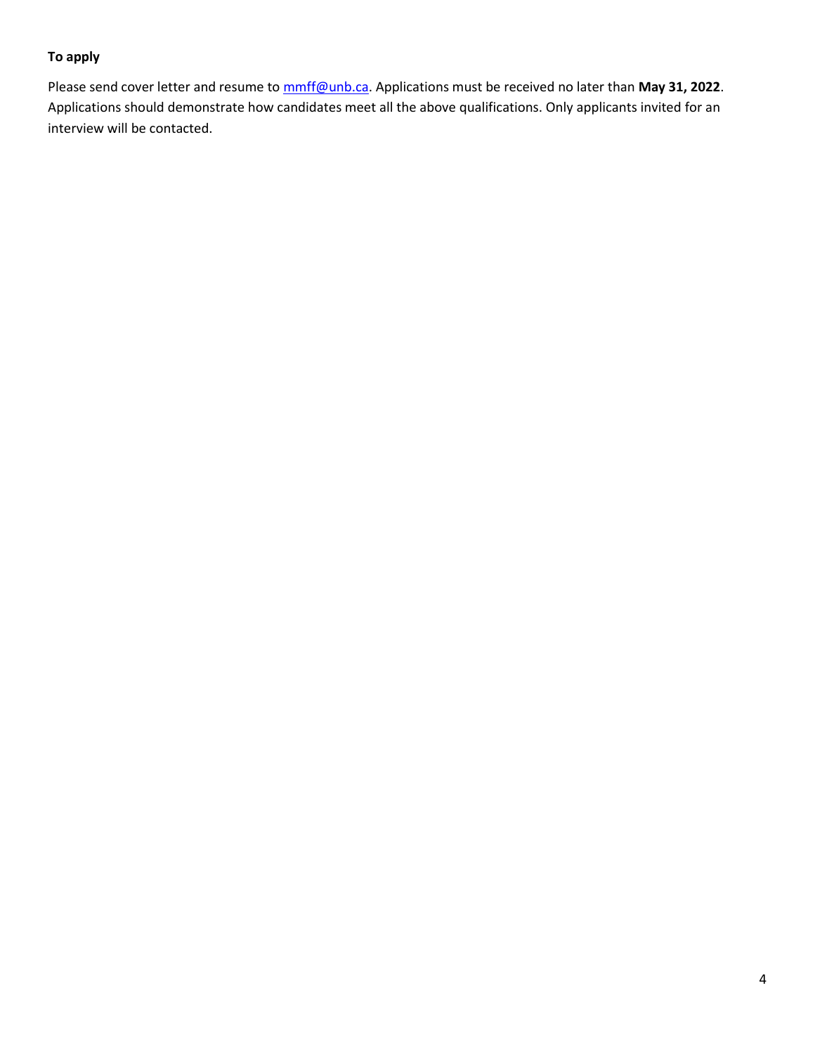### To apply

Please send cover letter and resume to [mmff@unb.ca](mailto:mmff@unb.ca). Applications must be received no later than **May 31, 2022**. Applications should demonstrate how candidates meet all the above qualifications. Only applicants invited for an interview will be contacted.